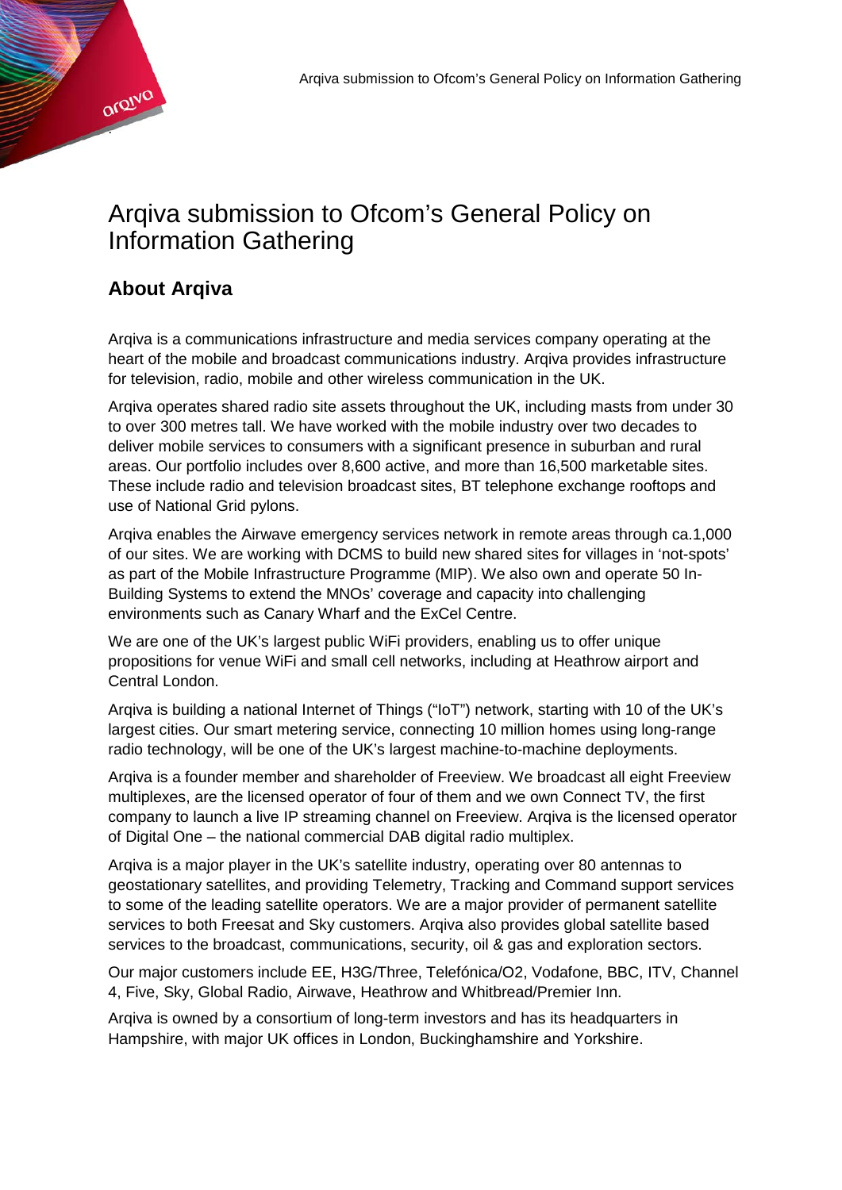# Arqiva submission to Ofcom's General Policy on Information Gathering

## About Arqiva

Arqiva is a communications infrastructure and media services company operating at the heart of the mobile and broadcast communications industry. Arqiva provides infrastructure for television, radio, mobile and other wireless communication in the UK.

Arqiva operates shared radio site assets throughout the UK, including masts from under 30 to over 300 metres tall. We have worked with the mobile industry over two decades to deliver mobile services to consumers with a significant presence in suburban and rural areas. Our portfolio includes over 8,600 active, and more than 16,500 marketable sites. These include radio and television broadcast sites, BT telephone exchange rooftops and use of National Grid pylons.

Arqiva enables the Airwave emergency services network in remote areas through ca.1,000 of our sites. We are working with DCMS to build new shared sites for villages in 'not-spots' as part of the Mobile Infrastructure Programme (MIP). We also own and operate 50 In-Building Systems to extend the MNOs' coverage and capacity into challenging environments such as Canary Wharf and the ExCel Centre.

We are one of the UK's largest public WiFi providers, enabling us to offer unique propositions for venue WiFi and small cell networks, including at Heathrow airport and Central London.

Arqiva is building a national Internet of Things ("IoT") network, starting with 10 of the UK's largest cities. Our smart metering service, connecting 10 million homes using long-range radio technology, will be one of the UK's largest machine-to-machine deployments.

Arqiva is a founder member and shareholder of Freeview. We broadcast all eight Freeview multiplexes, are the licensed operator of four of them and we own Connect TV, the first company to launch a live IP streaming channel on Freeview. Arqiva is the licensed operator of Digital One – the national commercial DAB digital radio multiplex.

Arqiva is a major player in the UK's satellite industry, operating over 80 antennas to geostationary satellites, and providing Telemetry, Tracking and Command support services to some of the leading satellite operators. We are a major provider of permanent satellite services to both Freesat and Sky customers. Arqiva also provides global satellite based services to the broadcast, communications, security, oil & gas and exploration sectors.

Our major customers include EE, H3G/Three, Telefónica/O2, Vodafone, BBC, ITV, Channel 4, Five, Sky, Global Radio, Airwave, Heathrow and Whitbread/Premier Inn.

Arqiva is owned by a consortium of long-term investors and has its headquarters in Hampshire, with major UK offices in London, Buckinghamshire and Yorkshire.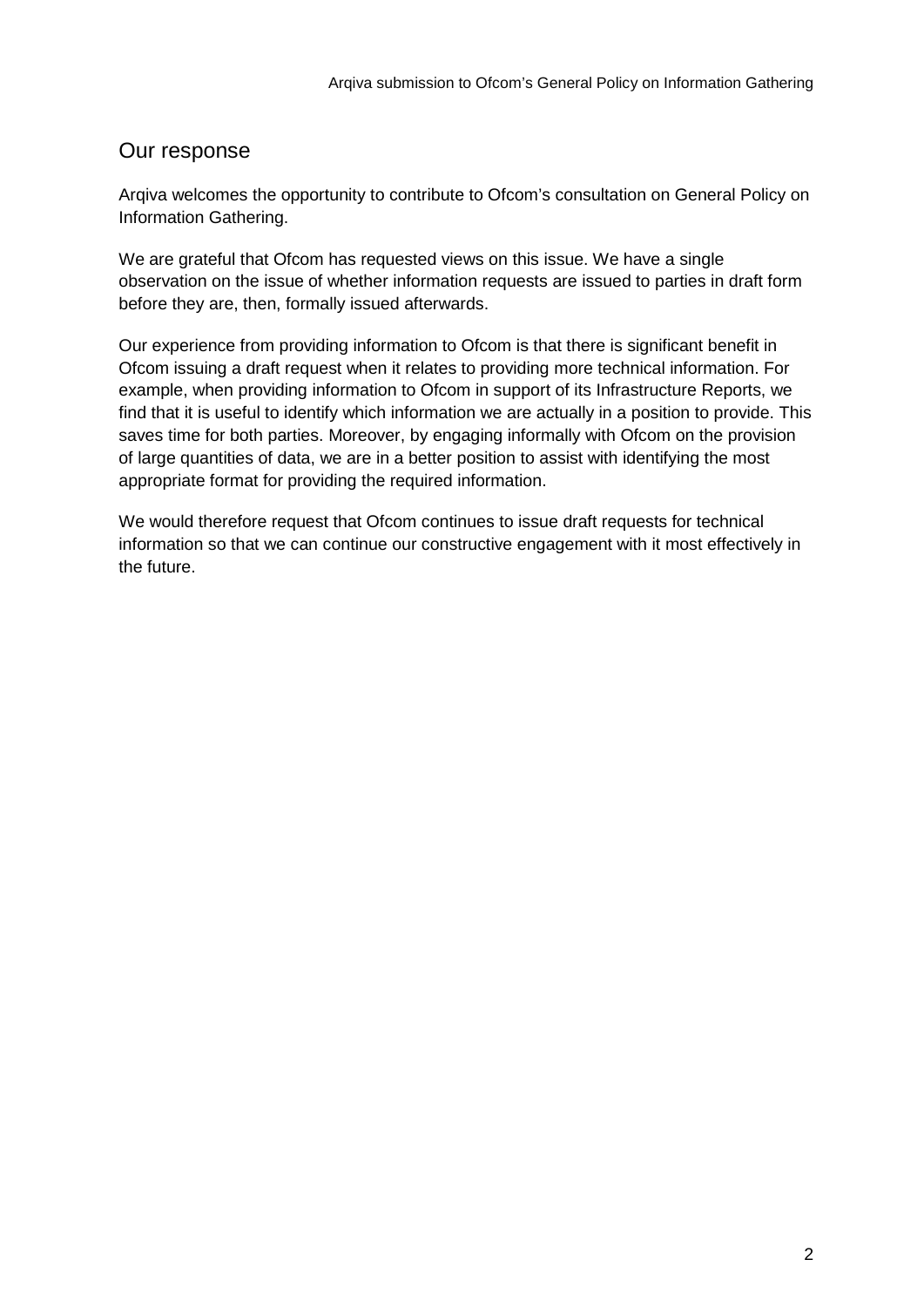## Our response

Arqiva welcomes the opportunity to contribute to Ofcom's consultation on General Policy on Information Gathering.

We are grateful that Ofcom has requested views on this issue. We have a single observation on the issue of whether information requests are issued to parties in draft form before they are, then, formally issued afterwards.

Our experience from providing information to Ofcom is that there is significant benefit in Ofcom issuing a draft request when it relates to providing more technical information. For example, when providing information to Ofcom in support of its Infrastructure Reports, we find that it is useful to identify which information we are actually in a position to provide. This saves time for both parties. Moreover, by engaging informally with Ofcom on the provision of large quantities of data, we are in a better position to assist with identifying the most appropriate format for providing the required information.

We would therefore request that Ofcom continues to issue draft requests for technical information so that we can continue our constructive engagement with it most effectively in the future.